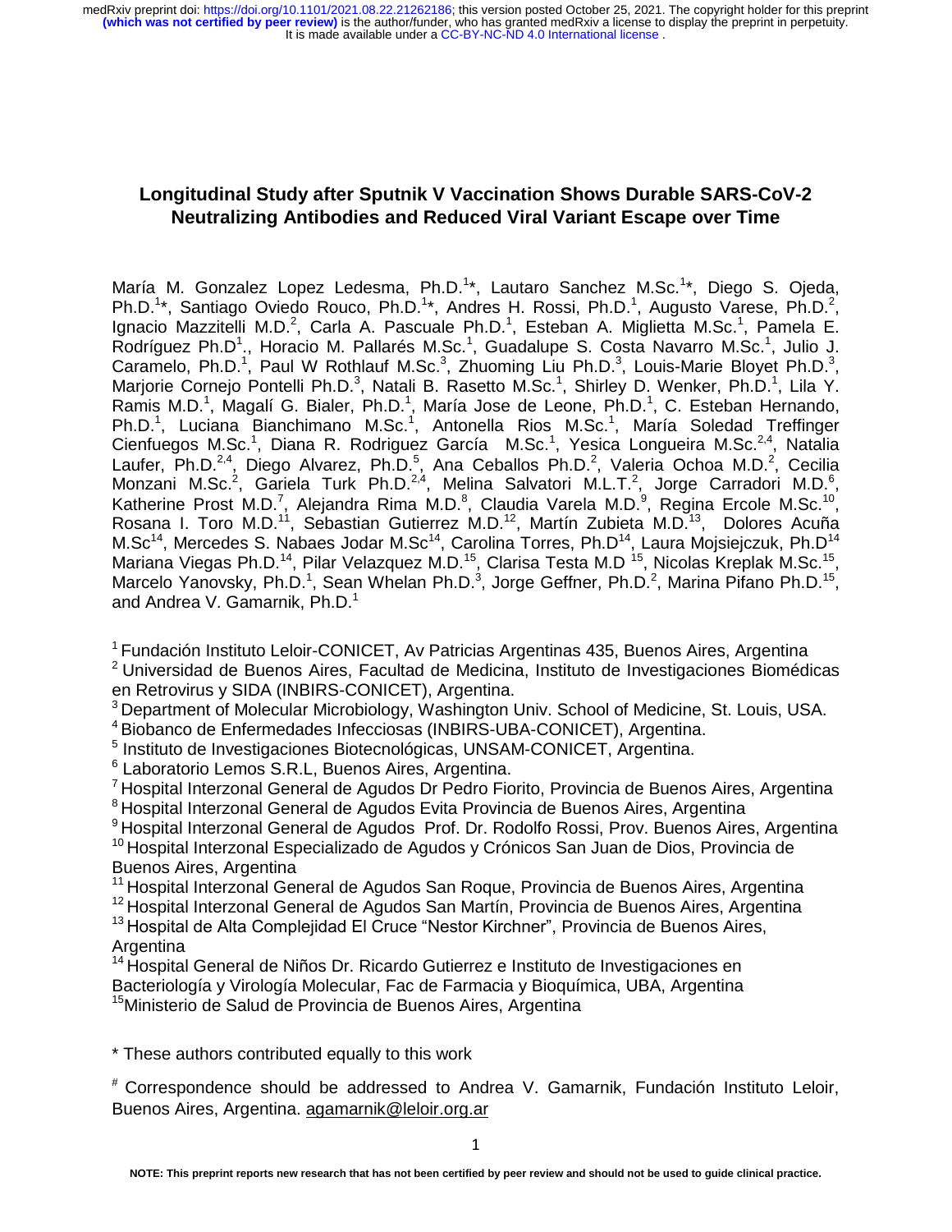# Longitudinal Study after Sputnik V Vaccination Shows Durable SARS-CoV-2 Neutralizing Antibodies and Reduced Viral Variant Escape over Time

María M. Gonzalez Lopez Ledesma, Ph.D.[1*], Lautaro Sanchez M.Sc.[1*], Diego S. Ojeda, Ph.D.[1*], Santiago Oviedo Rouco, Ph.D.[1*], Andres H. Rossi, Ph.D.[1], Augusto Varese, Ph.D.[2], Ignacio Mazzitelli M.D.[2], Carla A. Pascuale Ph.D.[1], Esteban A. Miglietta M.Sc.[1], Pamela E. Rodríguez Ph.D[1]., Horacio M. Pallarés M.Sc.[1], Guadalupe S. Costa Navarro M.Sc.[1], Julio J. Caramelo, Ph.D.[1], Paul W Rothlauf M.Sc.[3], Zhuoming Liu Ph.D.[3], Louis-Marie Bloyet Ph.D.[3], Marjorie Cornejo Pontelli Ph.D.[3], Natali B. Rasetto M.Sc.[1], Shirley D. Wenker, Ph.D.[1], Lila Y. Ramis M.D.[1], Magalí G. Bialer, Ph.D.[1], María Jose de Leone, Ph.D.[1], C. Esteban Hernando, Ph.D.[1], Luciana Bianchimano M.Sc.[1], Antonella Rios M.Sc.[1], María Soledad Treffinger Cienfuegos M.Sc.[1], Diana R. Rodriguez García M.Sc.[1], Yesica Longueira M.Sc.[2,4], Natalia Laufer, Ph.D.[2,4], Diego Alvarez, Ph.D.[5], Ana Ceballos Ph.D.[2], Valeria Ochoa M.D.[2], Cecilia Monzani M.Sc.[2], Gariela Turk Ph.D.[2,4], Melina Salvatori M.L.T.[2], Jorge Carradori M.D.[6], Katherine Prost M.D.[7], Alejandra Rima M.D.[8], Claudia Varela M.D.[9], Regina Ercole M.Sc.[10], Rosana I. Toro M.D.[11], Sebastian Gutierrez M.D.[12], Martín Zubieta M.D.[13], Dolores Acuña M.Sc[14], Mercedes S. Nabaes Jodar M.Sc[14], Carolina Torres, Ph.D[14], Laura Mojsiejczuk, Ph.D[14] Mariana Viegas Ph.D.[14], Pilar Velazquez M.D.[15], Clarisa Testa M.D [15], Nicolas Kreplak M.Sc.[15], Marcelo Yanovsky, Ph.D.[1], Sean Whelan Ph.D.[3], Jorge Geffner, Ph.D.[2], Marina Pifano Ph.D.[15], and Andrea V. Gamarnik, Ph.D.[1]

[1] Fundación Instituto Leloir-CONICET, Av Patricias Argentinas 435, Buenos Aires, Argentina
[2] Universidad de Buenos Aires, Facultad de Medicina, Instituto de Investigaciones Biomédicas en Retrovirus y SIDA (INBIRS-CONICET), Argentina.
[3] Department of Molecular Microbiology, Washington Univ. School of Medicine, St. Louis, USA.
[4] Biobanco de Enfermedades Infecciosas (INBIRS-UBA-CONICET), Argentina.
[5] Instituto de Investigaciones Biotecnológicas, UNSAM-CONICET, Argentina.
[6] Laboratorio Lemos S.R.L, Buenos Aires, Argentina.
[7] Hospital Interzonal General de Agudos Dr Pedro Fiorito, Provincia de Buenos Aires, Argentina
[8] Hospital Interzonal General de Agudos Evita Provincia de Buenos Aires, Argentina
[9] Hospital Interzonal General de Agudos Prof. Dr. Rodolfo Rossi, Prov. Buenos Aires, Argentina
[10] Hospital Interzonal Especializado de Agudos y Crónicos San Juan de Dios, Provincia de Buenos Aires, Argentina
[11] Hospital Interzonal General de Agudos San Roque, Provincia de Buenos Aires, Argentina
[12] Hospital Interzonal General de Agudos San Martín, Provincia de Buenos Aires, Argentina
[13] Hospital de Alta Complejidad El Cruce "Nestor Kirchner", Provincia de Buenos Aires, Argentina
[14] Hospital General de Niños Dr. Ricardo Gutierrez e Instituto de Investigaciones en Bacteriología y Virología Molecular, Fac de Farmacia y Bioquímica, UBA, Argentina
[15] Ministerio de Salud de Provincia de Buenos Aires, Argentina

* These authors contributed equally to this work

[#] Correspondence should be addressed to Andrea V. Gamarnik, Fundación Instituto Leloir, Buenos Aires, Argentina. agamarnik@leloir.org.ar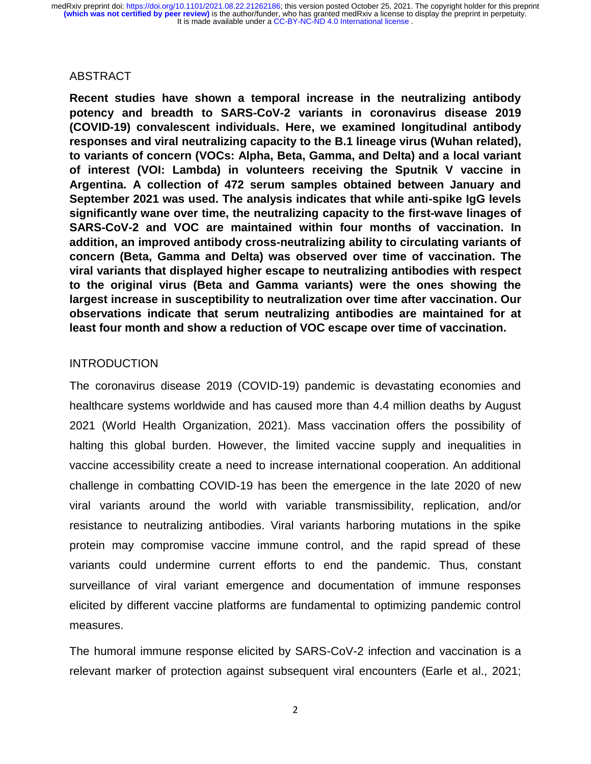## ABSTRACT

**Recent studies have shown a temporal increase in the neutralizing antibody potency and breadth to SARS-CoV-2 variants in coronavirus disease 2019 (COVID-19) convalescent individuals. Here, we examined longitudinal antibody responses and viral neutralizing capacity to the B.1 lineage virus (Wuhan related), to variants of concern (VOCs: Alpha, Beta, Gamma, and Delta) and a local variant of interest (VOI: Lambda) in volunteers receiving the Sputnik V vaccine in Argentina. A collection of 472 serum samples obtained between January and September 2021 was used. The analysis indicates that while anti-spike IgG levels significantly wane over time, the neutralizing capacity to the first-wave linages of SARS-CoV-2 and VOC are maintained within four months of vaccination. In addition, an improved antibody cross-neutralizing ability to circulating variants of concern (Beta, Gamma and Delta) was observed over time of vaccination. The viral variants that displayed higher escape to neutralizing antibodies with respect to the original virus (Beta and Gamma variants) were the ones showing the largest increase in susceptibility to neutralization over time after vaccination. Our observations indicate that serum neutralizing antibodies are maintained for at least four month and show a reduction of VOC escape over time of vaccination.**

## INTRODUCTION

The coronavirus disease 2019 (COVID-19) pandemic is devastating economies and healthcare systems worldwide and has caused more than 4.4 million deaths by August 2021 (World Health Organization, 2021). Mass vaccination offers the possibility of halting this global burden. However, the limited vaccine supply and inequalities in vaccine accessibility create a need to increase international cooperation. An additional challenge in combatting COVID-19 has been the emergence in the late 2020 of new viral variants around the world with variable transmissibility, replication, and/or resistance to neutralizing antibodies. Viral variants harboring mutations in the spike protein may compromise vaccine immune control, and the rapid spread of these variants could undermine current efforts to end the pandemic. Thus, constant surveillance of viral variant emergence and documentation of immune responses elicited by different vaccine platforms are fundamental to optimizing pandemic control measures.

The humoral immune response elicited by SARS-CoV-2 infection and vaccination is a relevant marker of protection against subsequent viral encounters (Earle et al., 2021;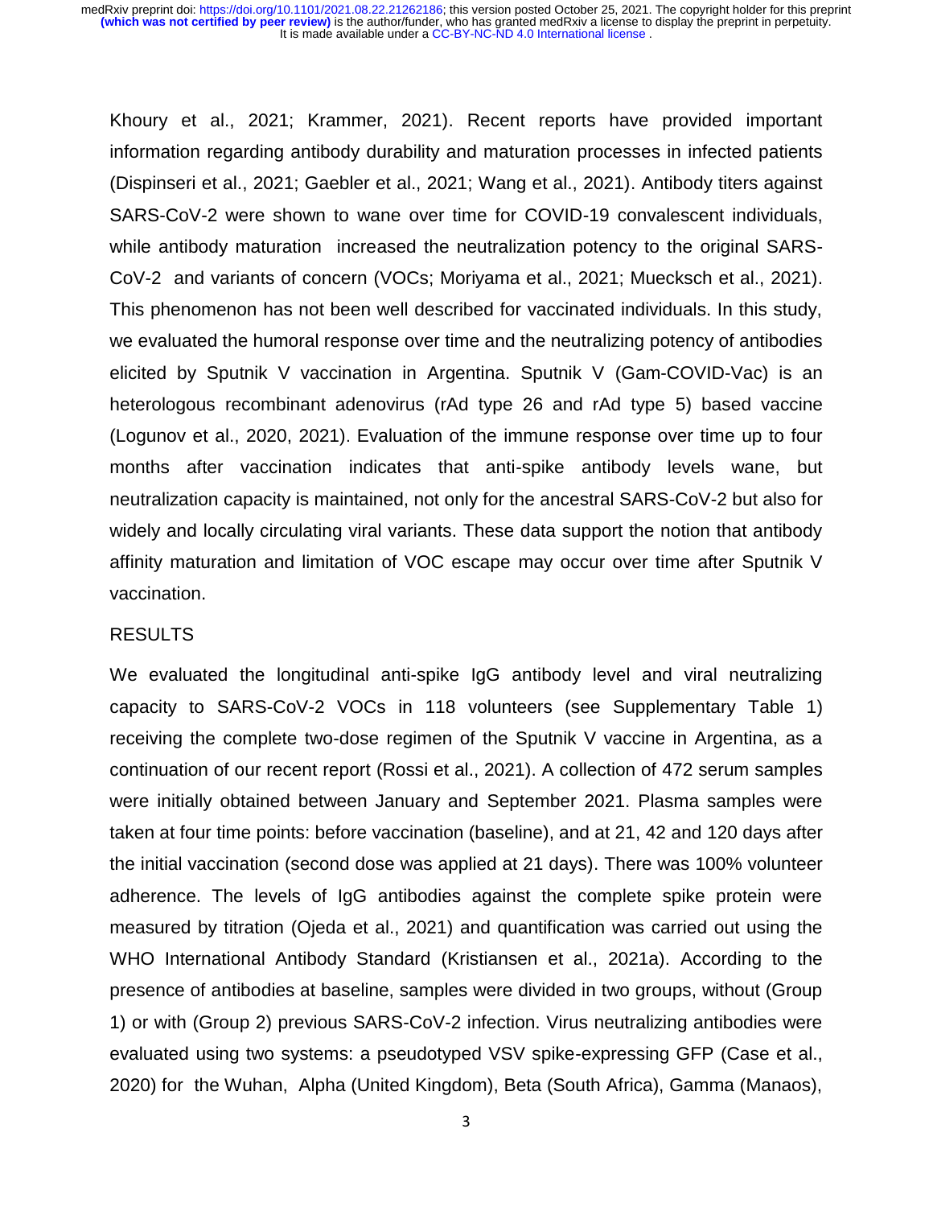Khoury et al., 2021; Krammer, 2021). Recent reports have provided important information regarding antibody durability and maturation processes in infected patients (Dispinseri et al., 2021; Gaebler et al., 2021; Wang et al., 2021). Antibody titers against SARS-CoV-2 were shown to wane over time for COVID-19 convalescent individuals, while antibody maturation increased the neutralization potency to the original SARS-CoV-2 and variants of concern (VOCs; Moriyama et al., 2021; Muecksch et al., 2021). This phenomenon has not been well described for vaccinated individuals. In this study, we evaluated the humoral response over time and the neutralizing potency of antibodies elicited by Sputnik V vaccination in Argentina. Sputnik V (Gam-COVID-Vac) is an heterologous recombinant adenovirus (rAd type 26 and rAd type 5) based vaccine (Logunov et al., 2020, 2021). Evaluation of the immune response over time up to four months after vaccination indicates that anti-spike antibody levels wane, but neutralization capacity is maintained, not only for the ancestral SARS-CoV-2 but also for widely and locally circulating viral variants. These data support the notion that antibody affinity maturation and limitation of VOC escape may occur over time after Sputnik V vaccination.

## RESULTS

We evaluated the longitudinal anti-spike IgG antibody level and viral neutralizing capacity to SARS-CoV-2 VOCs in 118 volunteers (see Supplementary Table 1) receiving the complete two-dose regimen of the Sputnik V vaccine in Argentina, as a continuation of our recent report (Rossi et al., 2021). A collection of 472 serum samples were initially obtained between January and September 2021. Plasma samples were taken at four time points: before vaccination (baseline), and at 21, 42 and 120 days after the initial vaccination (second dose was applied at 21 days). There was 100% volunteer adherence. The levels of IgG antibodies against the complete spike protein were measured by titration (Ojeda et al., 2021) and quantification was carried out using the WHO International Antibody Standard (Kristiansen et al., 2021a). According to the presence of antibodies at baseline, samples were divided in two groups, without (Group 1) or with (Group 2) previous SARS-CoV-2 infection. Virus neutralizing antibodies were evaluated using two systems: a pseudotyped VSV spike-expressing GFP (Case et al., 2020) for the Wuhan, Alpha (United Kingdom), Beta (South Africa), Gamma (Manaos),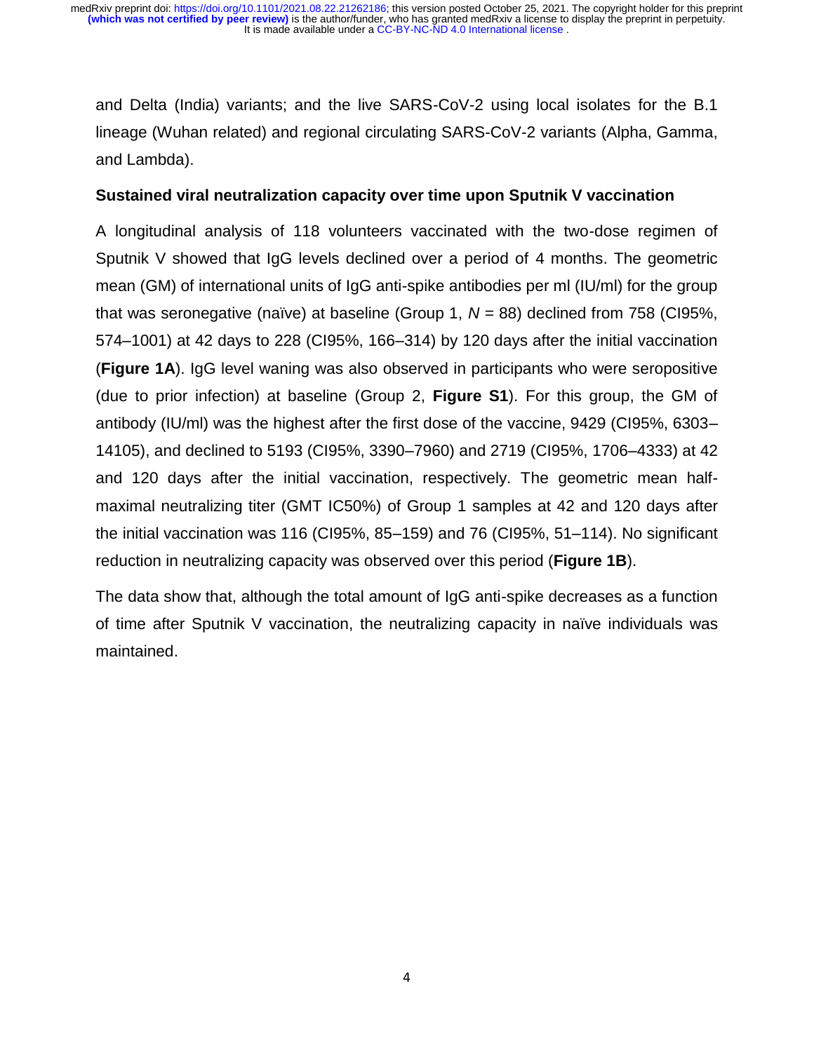and Delta (India) variants; and the live SARS-CoV-2 using local isolates for the B.1 lineage (Wuhan related) and regional circulating SARS-CoV-2 variants (Alpha, Gamma, and Lambda).

**Sustained viral neutralization capacity over time upon Sputnik V vaccination**

A longitudinal analysis of 118 volunteers vaccinated with the two-dose regimen of Sputnik V showed that IgG levels declined over a period of 4 months. The geometric mean (GM) of international units of IgG anti-spike antibodies per ml (IU/ml) for the group that was seronegative (naïve) at baseline (Group 1, $N$ = 88) declined from 758 (CI95%, 574–1001) at 42 days to 228 (CI95%, 166–314) by 120 days after the initial vaccination (**Figure 1A**). IgG level waning was also observed in participants who were seropositive (due to prior infection) at baseline (Group 2, **Figure S1**). For this group, the GM of antibody (IU/ml) was the highest after the first dose of the vaccine, 9429 (CI95%, 6303–14105), and declined to 5193 (CI95%, 3390–7960) and 2719 (CI95%, 1706–4333) at 42 and 120 days after the initial vaccination, respectively. The geometric mean half-maximal neutralizing titer (GMT IC50%) of Group 1 samples at 42 and 120 days after the initial vaccination was 116 (CI95%, 85–159) and 76 (CI95%, 51–114). No significant reduction in neutralizing capacity was observed over this period (**Figure 1B**).

The data show that, although the total amount of IgG anti-spike decreases as a function of time after Sputnik V vaccination, the neutralizing capacity in naïve individuals was maintained.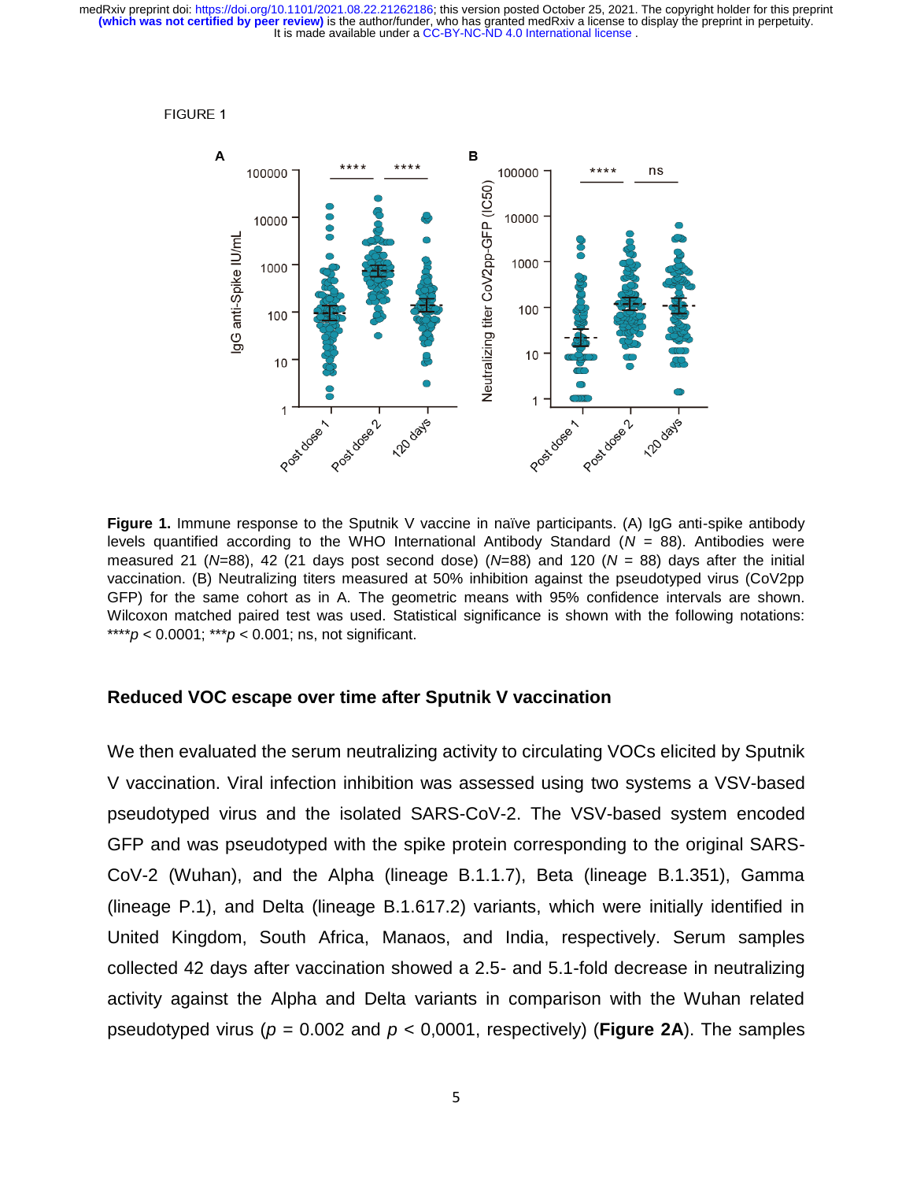FIGURE 1

**Figure 1.** Immune response to the Sputnik V vaccine in naïve participants. (A) IgG anti-spike antibody levels quantified according to the WHO International Antibody Standard (*N* = 88). Antibodies were measured 21 (*N*=88), 42 (21 days post second dose) (*N*=88) and 120 (*N* = 88) days after the initial vaccination. (B) Neutralizing titers measured at 50% inhibition against the pseudotyped virus (CoV2pp GFP) for the same cohort as in A. The geometric means with 95% confidence intervals are shown. Wilcoxon matched paired test was used. Statistical significance is shown with the following notations: ****$p$ < 0.0001; ***$p$ < 0.001; ns, not significant.

## Reduced VOC escape over time after Sputnik V vaccination

We then evaluated the serum neutralizing activity to circulating VOCs elicited by Sputnik V vaccination. Viral infection inhibition was assessed using two systems a VSV-based pseudotyped virus and the isolated SARS-CoV-2. The VSV-based system encoded GFP and was pseudotyped with the spike protein corresponding to the original SARS-CoV-2 (Wuhan), and the Alpha (lineage B.1.1.7), Beta (lineage B.1.351), Gamma (lineage P.1), and Delta (lineage B.1.617.2) variants, which were initially identified in United Kingdom, South Africa, Manaos, and India, respectively. Serum samples collected 42 days after vaccination showed a 2.5- and 5.1-fold decrease in neutralizing activity against the Alpha and Delta variants in comparison with the Wuhan related pseudotyped virus ($p$ = 0.002 and $p$ < 0,0001, respectively) (**Figure 2A**). The samples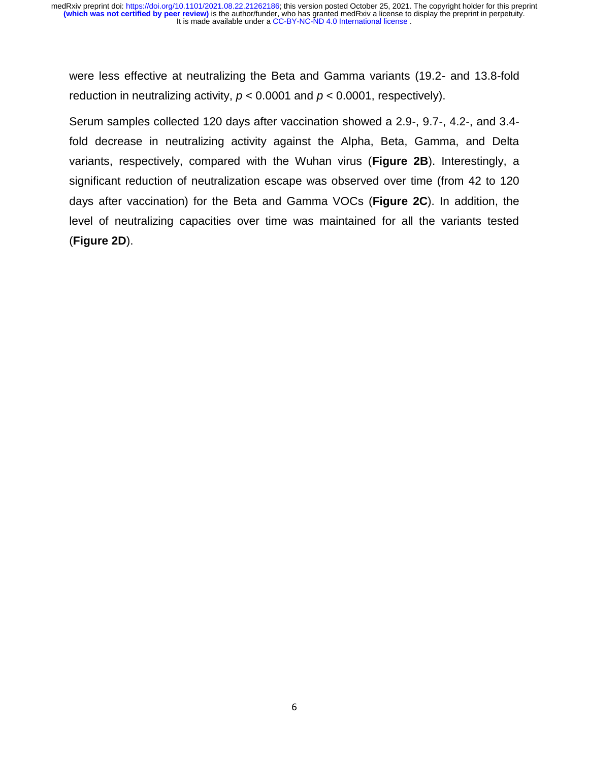were less effective at neutralizing the Beta and Gamma variants (19.2- and 13.8-fold reduction in neutralizing activity, $p < 0.0001$ and $p < 0.0001$, respectively).

Serum samples collected 120 days after vaccination showed a 2.9-, 9.7-, 4.2-, and 3.4-fold decrease in neutralizing activity against the Alpha, Beta, Gamma, and Delta variants, respectively, compared with the Wuhan virus (**Figure 2B**). Interestingly, a significant reduction of neutralization escape was observed over time (from 42 to 120 days after vaccination) for the Beta and Gamma VOCs (**Figure 2C**). In addition, the level of neutralizing capacities over time was maintained for all the variants tested (**Figure 2D**).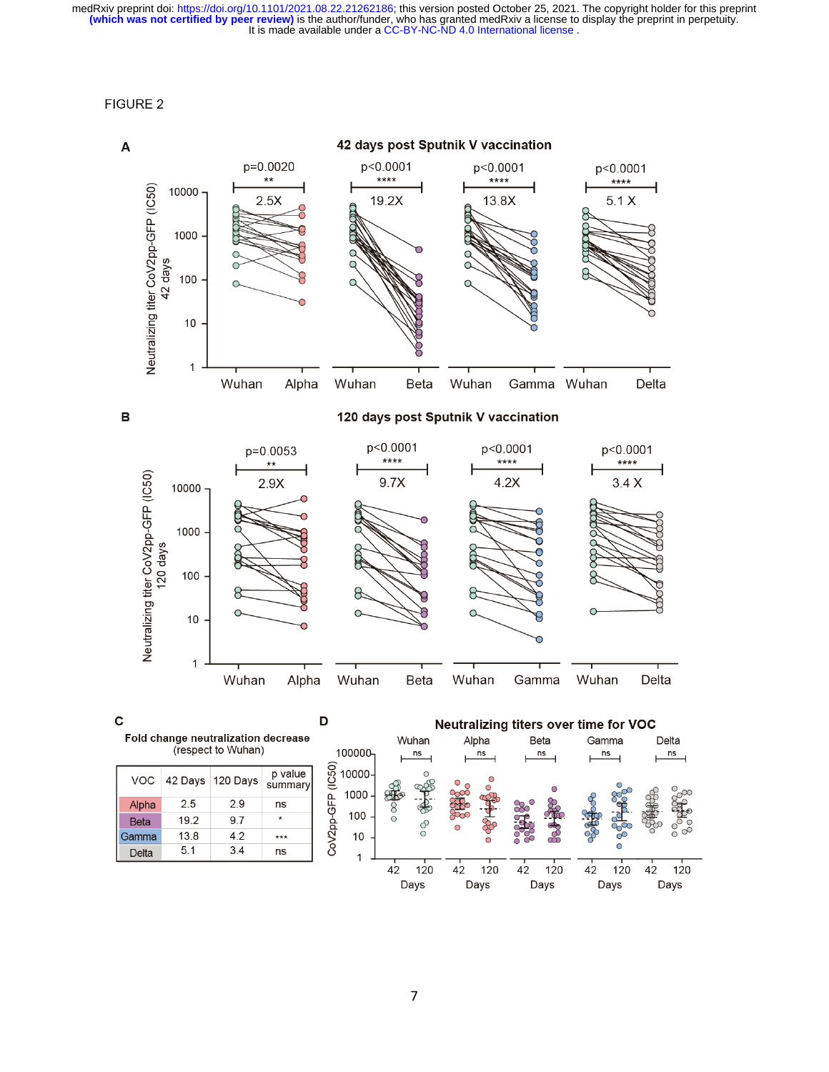FIGURE 2

**A** 42 days post Sputnik V vaccination

**B** 120 days post Sputnik V vaccination

**C** Fold change neutralization decrease (respect to Wuhan)

| VOC | 42 Days | 120 Days | p value summary |
|---|---|---|---|
| Alpha | 2.5 | 2.9 | ns |
| Beta | 19.2 | 9.7 | * |
| Gamma | 13.8 | 4.2 | *** |
| Delta | 5.1 | 3.4 | ns |

**D** Neutralizing titers over time for VOC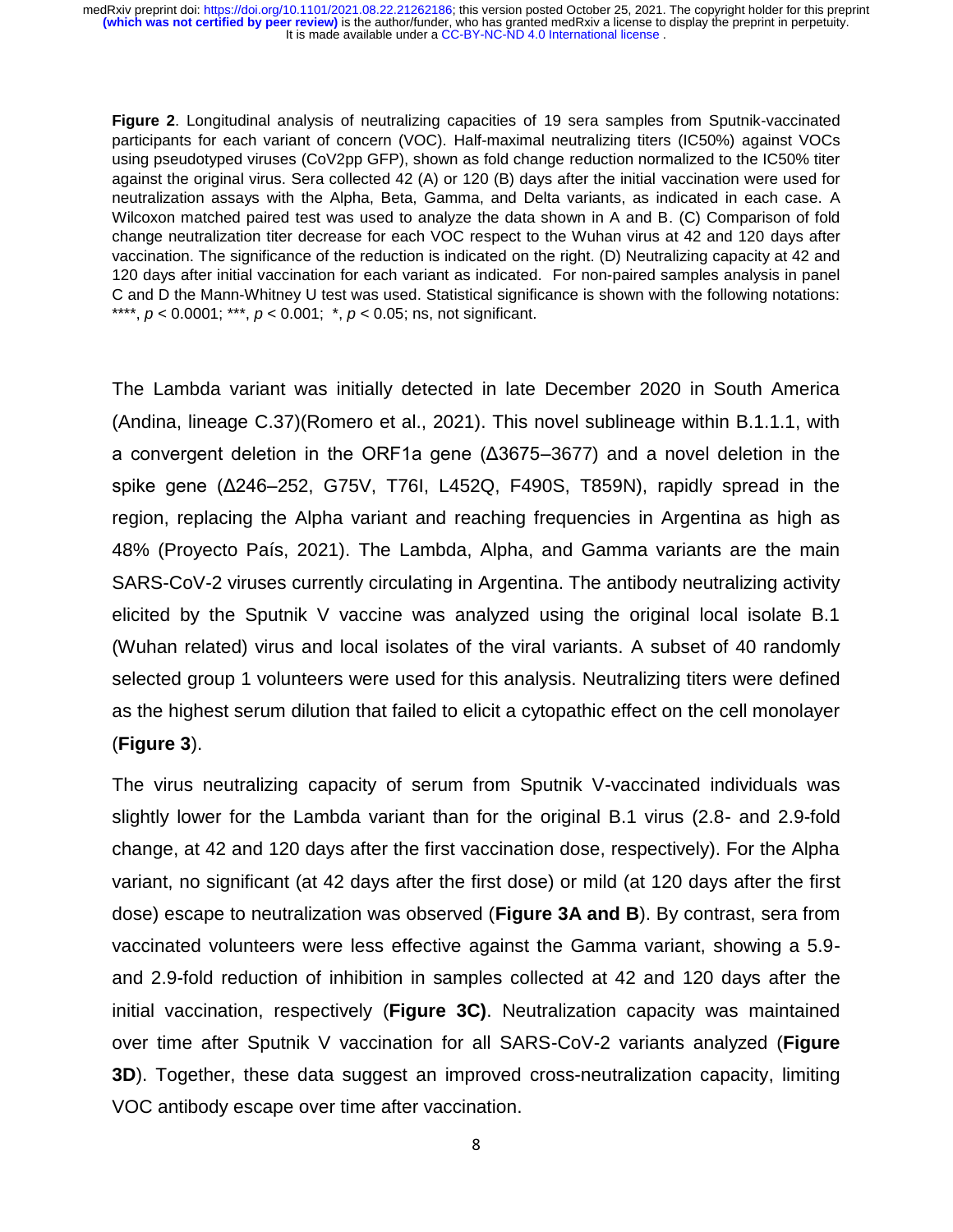**Figure 2**. Longitudinal analysis of neutralizing capacities of 19 sera samples from Sputnik-vaccinated participants for each variant of concern (VOC). Half-maximal neutralizing titers (IC50%) against VOCs using pseudotyped viruses (CoV2pp GFP), shown as fold change reduction normalized to the IC50% titer against the original virus. Sera collected 42 (A) or 120 (B) days after the initial vaccination were used for neutralization assays with the Alpha, Beta, Gamma, and Delta variants, as indicated in each case. A Wilcoxon matched paired test was used to analyze the data shown in A and B. (C) Comparison of fold change neutralization titer decrease for each VOC respect to the Wuhan virus at 42 and 120 days after vaccination. The significance of the reduction is indicated on the right. (D) Neutralizing capacity at 42 and 120 days after initial vaccination for each variant as indicated. For non-paired samples analysis in panel C and D the Mann-Whitney U test was used. Statistical significance is shown with the following notations: ****, $p < 0.0001$; ***, $p < 0.001$; *, $p < 0.05$; ns, not significant.

The Lambda variant was initially detected in late December 2020 in South America (Andina, lineage C.37)(Romero et al., 2021). This novel sublineage within B.1.1.1, with a convergent deletion in the ORF1a gene (Δ3675–3677) and a novel deletion in the spike gene (Δ246–252, G75V, T76I, L452Q, F490S, T859N), rapidly spread in the region, replacing the Alpha variant and reaching frequencies in Argentina as high as 48% (Proyecto País, 2021). The Lambda, Alpha, and Gamma variants are the main SARS-CoV-2 viruses currently circulating in Argentina. The antibody neutralizing activity elicited by the Sputnik V vaccine was analyzed using the original local isolate B.1 (Wuhan related) virus and local isolates of the viral variants. A subset of 40 randomly selected group 1 volunteers were used for this analysis. Neutralizing titers were defined as the highest serum dilution that failed to elicit a cytopathic effect on the cell monolayer (**Figure 3**).

The virus neutralizing capacity of serum from Sputnik V-vaccinated individuals was slightly lower for the Lambda variant than for the original B.1 virus (2.8- and 2.9-fold change, at 42 and 120 days after the first vaccination dose, respectively). For the Alpha variant, no significant (at 42 days after the first dose) or mild (at 120 days after the first dose) escape to neutralization was observed (**Figure 3A and B**). By contrast, sera from vaccinated volunteers were less effective against the Gamma variant, showing a 5.9- and 2.9-fold reduction of inhibition in samples collected at 42 and 120 days after the initial vaccination, respectively (**Figure 3C)**. Neutralization capacity was maintained over time after Sputnik V vaccination for all SARS-CoV-2 variants analyzed (**Figure 3D**). Together, these data suggest an improved cross-neutralization capacity, limiting VOC antibody escape over time after vaccination.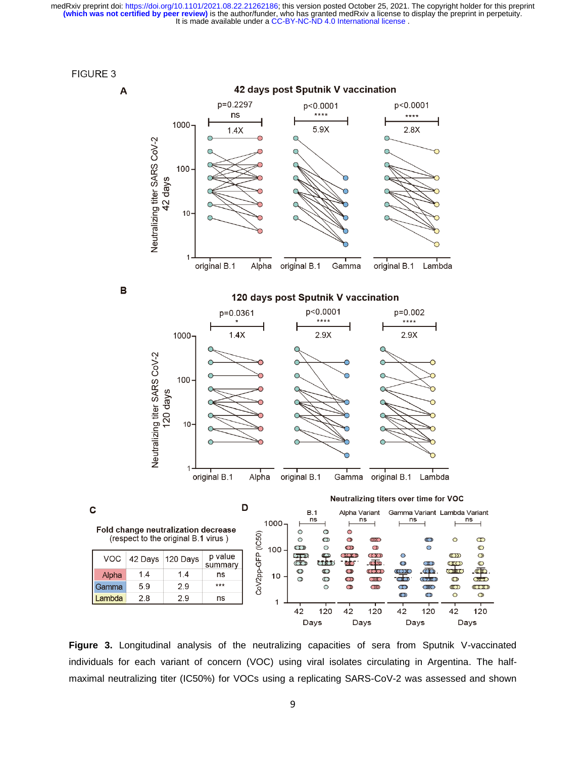FIGURE 3

**C**

Fold change neutralization decrease (respect to the original B.1 virus)

| VOC | 42 Days | 120 Days | p value summary |
|---|---|---|---|
| Alpha | 1.4 | 1.4 | ns |
| Gamma | 5.9 | 2.9 | *** |
| Lambda | 2.8 | 2.9 | ns |

**Figure 3.** Longitudinal analysis of the neutralizing capacities of sera from Sputnik V-vaccinated individuals for each variant of concern (VOC) using viral isolates circulating in Argentina. The half-maximal neutralizing titer (IC50%) for VOCs using a replicating SARS-CoV-2 was assessed and shown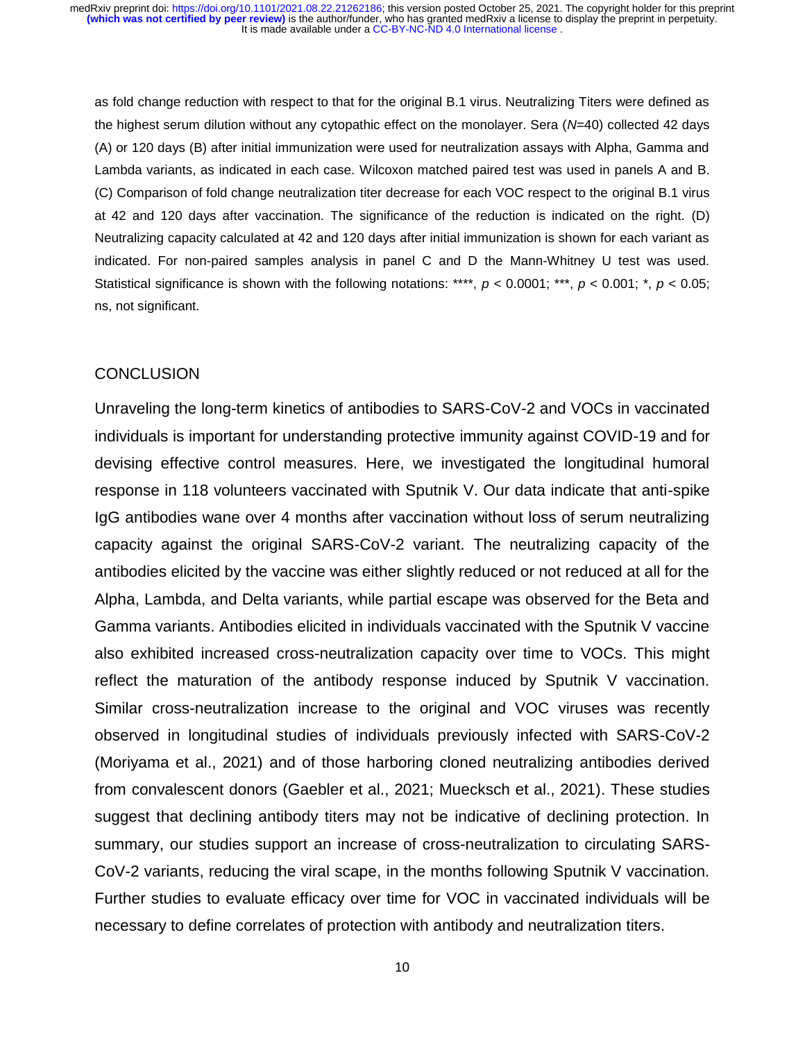as fold change reduction with respect to that for the original B.1 virus. Neutralizing Titers were defined as the highest serum dilution without any cytopathic effect on the monolayer. Sera ($N$=40) collected 42 days (A) or 120 days (B) after initial immunization were used for neutralization assays with Alpha, Gamma and Lambda variants, as indicated in each case. Wilcoxon matched paired test was used in panels A and B. (C) Comparison of fold change neutralization titer decrease for each VOC respect to the original B.1 virus at 42 and 120 days after vaccination. The significance of the reduction is indicated on the right. (D) Neutralizing capacity calculated at 42 and 120 days after initial immunization is shown for each variant as indicated. For non-paired samples analysis in panel C and D the Mann-Whitney U test was used. Statistical significance is shown with the following notations: ****, $p < 0.0001$; ***, $p < 0.001$; *, $p < 0.05$; ns, not significant.

## CONCLUSION

Unraveling the long-term kinetics of antibodies to SARS-CoV-2 and VOCs in vaccinated individuals is important for understanding protective immunity against COVID-19 and for devising effective control measures. Here, we investigated the longitudinal humoral response in 118 volunteers vaccinated with Sputnik V. Our data indicate that anti-spike IgG antibodies wane over 4 months after vaccination without loss of serum neutralizing capacity against the original SARS-CoV-2 variant. The neutralizing capacity of the antibodies elicited by the vaccine was either slightly reduced or not reduced at all for the Alpha, Lambda, and Delta variants, while partial escape was observed for the Beta and Gamma variants. Antibodies elicited in individuals vaccinated with the Sputnik V vaccine also exhibited increased cross-neutralization capacity over time to VOCs. This might reflect the maturation of the antibody response induced by Sputnik V vaccination. Similar cross-neutralization increase to the original and VOC viruses was recently observed in longitudinal studies of individuals previously infected with SARS-CoV-2 (Moriyama et al., 2021) and of those harboring cloned neutralizing antibodies derived from convalescent donors (Gaebler et al., 2021; Muecksch et al., 2021). These studies suggest that declining antibody titers may not be indicative of declining protection. In summary, our studies support an increase of cross-neutralization to circulating SARS-CoV-2 variants, reducing the viral scape, in the months following Sputnik V vaccination. Further studies to evaluate efficacy over time for VOC in vaccinated individuals will be necessary to define correlates of protection with antibody and neutralization titers.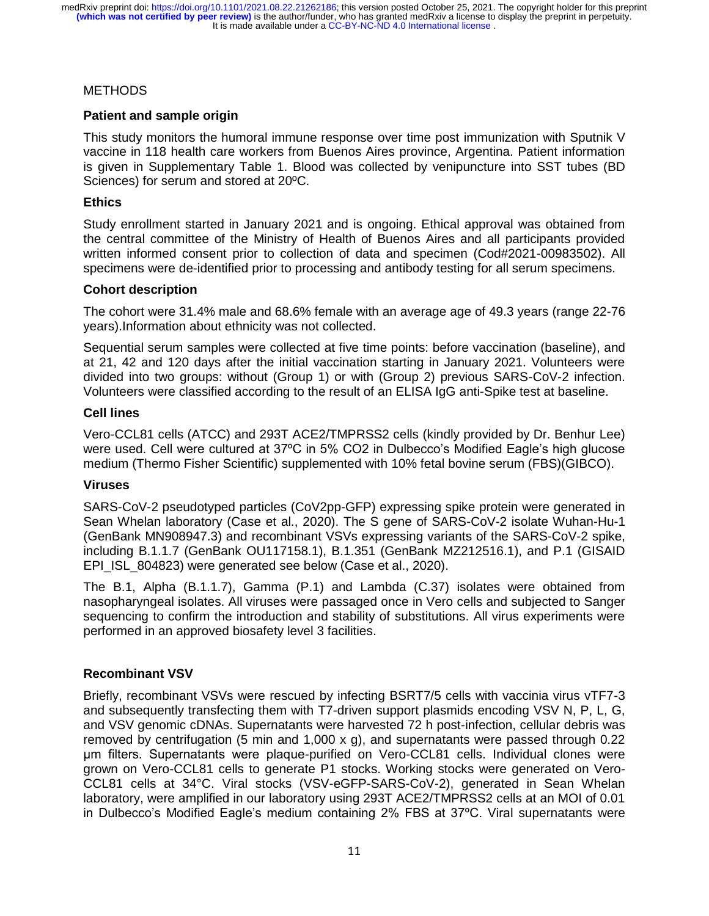# METHODS

## Patient and sample origin

This study monitors the humoral immune response over time post immunization with Sputnik V vaccine in 118 health care workers from Buenos Aires province, Argentina. Patient information is given in Supplementary Table 1. Blood was collected by venipuncture into SST tubes (BD Sciences) for serum and stored at 20ºC.

## Ethics

Study enrollment started in January 2021 and is ongoing. Ethical approval was obtained from the central committee of the Ministry of Health of Buenos Aires and all participants provided written informed consent prior to collection of data and specimen (Cod#2021-00983502). All specimens were de-identified prior to processing and antibody testing for all serum specimens.

## Cohort description

The cohort were 31.4% male and 68.6% female with an average age of 49.3 years (range 22-76 years).Information about ethnicity was not collected.

Sequential serum samples were collected at five time points: before vaccination (baseline), and at 21, 42 and 120 days after the initial vaccination starting in January 2021. Volunteers were divided into two groups: without (Group 1) or with (Group 2) previous SARS-CoV-2 infection. Volunteers were classified according to the result of an ELISA IgG anti-Spike test at baseline.

## Cell lines

Vero-CCL81 cells (ATCC) and 293T ACE2/TMPRSS2 cells (kindly provided by Dr. Benhur Lee) were used. Cell were cultured at 37ºC in 5% CO2 in Dulbecco's Modified Eagle's high glucose medium (Thermo Fisher Scientific) supplemented with 10% fetal bovine serum (FBS)(GIBCO).

## Viruses

SARS-CoV-2 pseudotyped particles (CoV2pp-GFP) expressing spike protein were generated in Sean Whelan laboratory (Case et al., 2020). The S gene of SARS-CoV-2 isolate Wuhan-Hu-1 (GenBank MN908947.3) and recombinant VSVs expressing variants of the SARS-CoV-2 spike, including B.1.1.7 (GenBank OU117158.1), B.1.351 (GenBank MZ212516.1), and P.1 (GISAID EPI_ISL_804823) were generated see below (Case et al., 2020).

The B.1, Alpha (B.1.1.7), Gamma (P.1) and Lambda (C.37) isolates were obtained from nasopharyngeal isolates. All viruses were passaged once in Vero cells and subjected to Sanger sequencing to confirm the introduction and stability of substitutions. All virus experiments were performed in an approved biosafety level 3 facilities.

## Recombinant VSV

Briefly, recombinant VSVs were rescued by infecting BSRT7/5 cells with vaccinia virus vTF7-3 and subsequently transfecting them with T7-driven support plasmids encoding VSV N, P, L, G, and VSV genomic cDNAs. Supernatants were harvested 72 h post-infection, cellular debris was removed by centrifugation (5 min and 1,000 x g), and supernatants were passed through 0.22 µm filters. Supernatants were plaque-purified on Vero-CCL81 cells. Individual clones were grown on Vero-CCL81 cells to generate P1 stocks. Working stocks were generated on Vero-CCL81 cells at 34°C. Viral stocks (VSV-eGFP-SARS-CoV-2), generated in Sean Whelan laboratory, were amplified in our laboratory using 293T ACE2/TMPRSS2 cells at an MOI of 0.01 in Dulbecco's Modified Eagle's medium containing 2% FBS at 37ºC. Viral supernatants were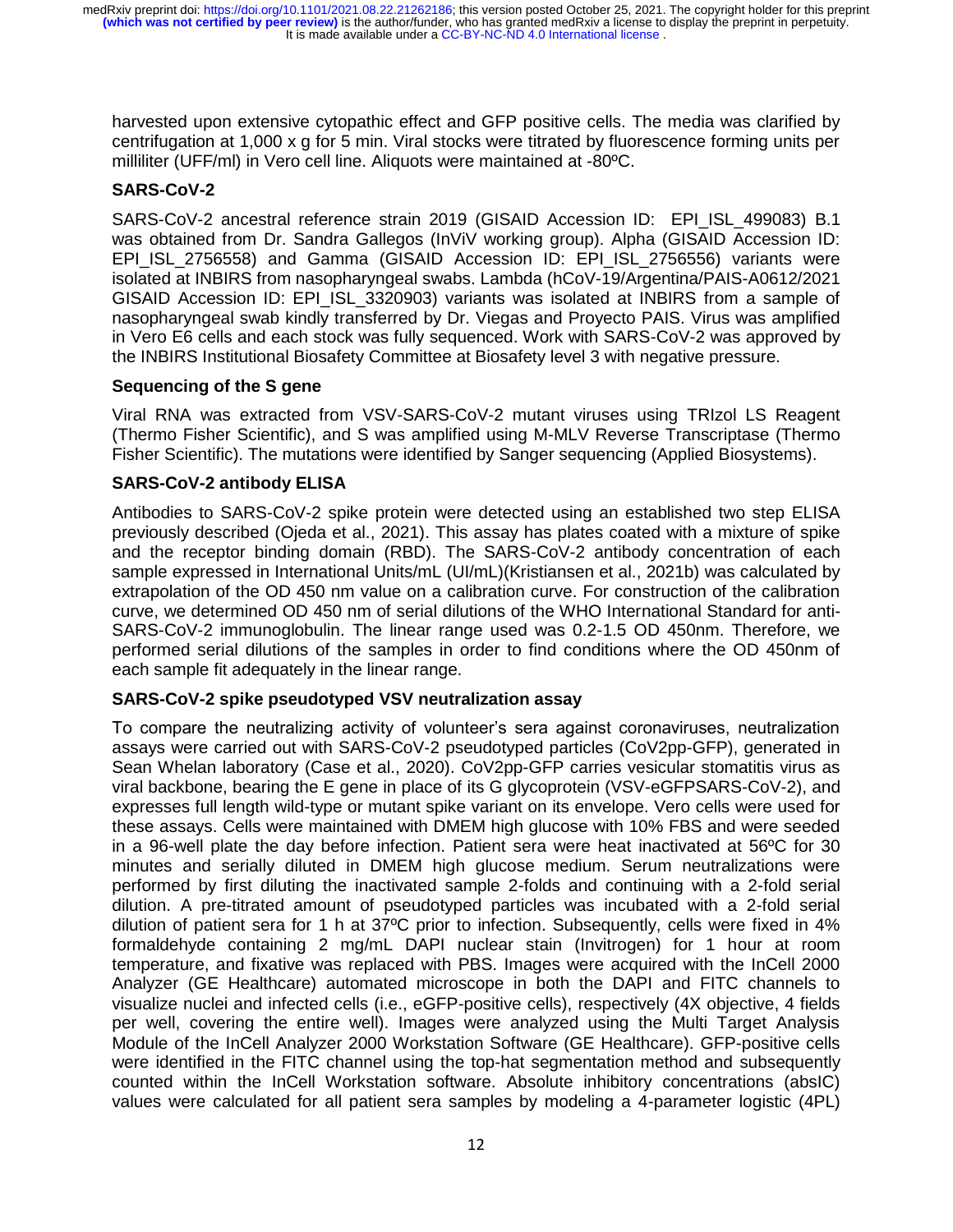harvested upon extensive cytopathic effect and GFP positive cells. The media was clarified by centrifugation at 1,000 x g for 5 min. Viral stocks were titrated by fluorescence forming units per milliliter (UFF/ml) in Vero cell line. Aliquots were maintained at -80ºC.

### SARS-CoV-2

SARS-CoV-2 ancestral reference strain 2019 (GISAID Accession ID: EPI_ISL_499083) B.1 was obtained from Dr. Sandra Gallegos (InViV working group). Alpha (GISAID Accession ID: EPI_ISL_2756558) and Gamma (GISAID Accession ID: EPI_ISL_2756556) variants were isolated at INBIRS from nasopharyngeal swabs. Lambda (hCoV-19/Argentina/PAIS-A0612/2021 GISAID Accession ID: EPI_ISL_3320903) variants was isolated at INBIRS from a sample of nasopharyngeal swab kindly transferred by Dr. Viegas and Proyecto PAIS. Virus was amplified in Vero E6 cells and each stock was fully sequenced. Work with SARS-CoV-2 was approved by the INBIRS Institutional Biosafety Committee at Biosafety level 3 with negative pressure.

### Sequencing of the S gene

Viral RNA was extracted from VSV-SARS-CoV-2 mutant viruses using TRIzol LS Reagent (Thermo Fisher Scientific), and S was amplified using M-MLV Reverse Transcriptase (Thermo Fisher Scientific). The mutations were identified by Sanger sequencing (Applied Biosystems).

### SARS-CoV-2 antibody ELISA

Antibodies to SARS-CoV-2 spike protein were detected using an established two step ELISA previously described (Ojeda et al., 2021). This assay has plates coated with a mixture of spike and the receptor binding domain (RBD). The SARS-CoV-2 antibody concentration of each sample expressed in International Units/mL (UI/mL)(Kristiansen et al., 2021b) was calculated by extrapolation of the OD 450 nm value on a calibration curve. For construction of the calibration curve, we determined OD 450 nm of serial dilutions of the WHO International Standard for anti-SARS-CoV-2 immunoglobulin. The linear range used was 0.2-1.5 OD 450nm. Therefore, we performed serial dilutions of the samples in order to find conditions where the OD 450nm of each sample fit adequately in the linear range.

### SARS-CoV-2 spike pseudotyped VSV neutralization assay

To compare the neutralizing activity of volunteer's sera against coronaviruses, neutralization assays were carried out with SARS-CoV-2 pseudotyped particles (CoV2pp-GFP), generated in Sean Whelan laboratory (Case et al., 2020). CoV2pp-GFP carries vesicular stomatitis virus as viral backbone, bearing the E gene in place of its G glycoprotein (VSV-eGFPSARS-CoV-2), and expresses full length wild-type or mutant spike variant on its envelope. Vero cells were used for these assays. Cells were maintained with DMEM high glucose with 10% FBS and were seeded in a 96-well plate the day before infection. Patient sera were heat inactivated at 56ºC for 30 minutes and serially diluted in DMEM high glucose medium. Serum neutralizations were performed by first diluting the inactivated sample 2-folds and continuing with a 2-fold serial dilution. A pre-titrated amount of pseudotyped particles was incubated with a 2-fold serial dilution of patient sera for 1 h at 37ºC prior to infection. Subsequently, cells were fixed in 4% formaldehyde containing 2 mg/mL DAPI nuclear stain (Invitrogen) for 1 hour at room temperature, and fixative was replaced with PBS. Images were acquired with the InCell 2000 Analyzer (GE Healthcare) automated microscope in both the DAPI and FITC channels to visualize nuclei and infected cells (i.e., eGFP-positive cells), respectively (4X objective, 4 fields per well, covering the entire well). Images were analyzed using the Multi Target Analysis Module of the InCell Analyzer 2000 Workstation Software (GE Healthcare). GFP-positive cells were identified in the FITC channel using the top-hat segmentation method and subsequently counted within the InCell Workstation software. Absolute inhibitory concentrations (absIC) values were calculated for all patient sera samples by modeling a 4-parameter logistic (4PL)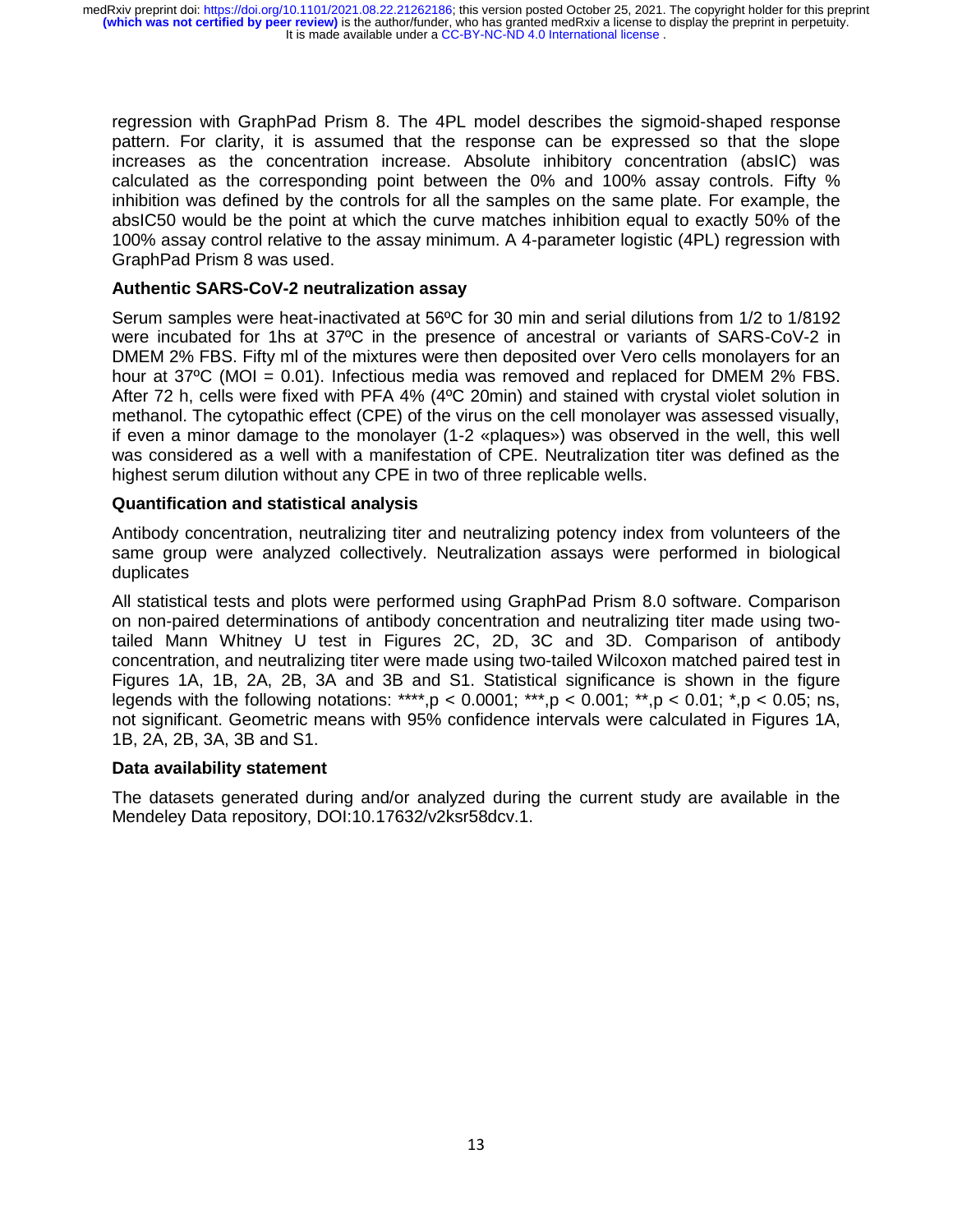regression with GraphPad Prism 8. The 4PL model describes the sigmoid-shaped response pattern. For clarity, it is assumed that the response can be expressed so that the slope increases as the concentration increase. Absolute inhibitory concentration (absIC) was calculated as the corresponding point between the 0% and 100% assay controls. Fifty % inhibition was defined by the controls for all the samples on the same plate. For example, the absIC50 would be the point at which the curve matches inhibition equal to exactly 50% of the 100% assay control relative to the assay minimum. A 4-parameter logistic (4PL) regression with GraphPad Prism 8 was used.

### Authentic SARS-CoV-2 neutralization assay

Serum samples were heat-inactivated at 56ºC for 30 min and serial dilutions from 1/2 to 1/8192 were incubated for 1hs at 37ºC in the presence of ancestral or variants of SARS-CoV-2 in DMEM 2% FBS. Fifty ml of the mixtures were then deposited over Vero cells monolayers for an hour at 37ºC (MOI = 0.01). Infectious media was removed and replaced for DMEM 2% FBS. After 72 h, cells were fixed with PFA 4% (4ºC 20min) and stained with crystal violet solution in methanol. The cytopathic effect (CPE) of the virus on the cell monolayer was assessed visually, if even a minor damage to the monolayer (1-2 «plaques») was observed in the well, this well was considered as a well with a manifestation of CPE. Neutralization titer was defined as the highest serum dilution without any CPE in two of three replicable wells.

### Quantification and statistical analysis

Antibody concentration, neutralizing titer and neutralizing potency index from volunteers of the same group were analyzed collectively. Neutralization assays were performed in biological duplicates

All statistical tests and plots were performed using GraphPad Prism 8.0 software. Comparison on non-paired determinations of antibody concentration and neutralizing titer made using two-tailed Mann Whitney U test in Figures 2C, 2D, 3C and 3D. Comparison of antibody concentration, and neutralizing titer were made using two-tailed Wilcoxon matched paired test in Figures 1A, 1B, 2A, 2B, 3A and 3B and S1. Statistical significance is shown in the figure legends with the following notations: ****,$p < 0.0001$; ***,$p < 0.001$; **,$p < 0.01$; *,$p < 0.05$; ns, not significant. Geometric means with 95% confidence intervals were calculated in Figures 1A, 1B, 2A, 2B, 3A, 3B and S1.

### Data availability statement

The datasets generated during and/or analyzed during the current study are available in the Mendeley Data repository, DOI:10.17632/v2ksr58dcv.1.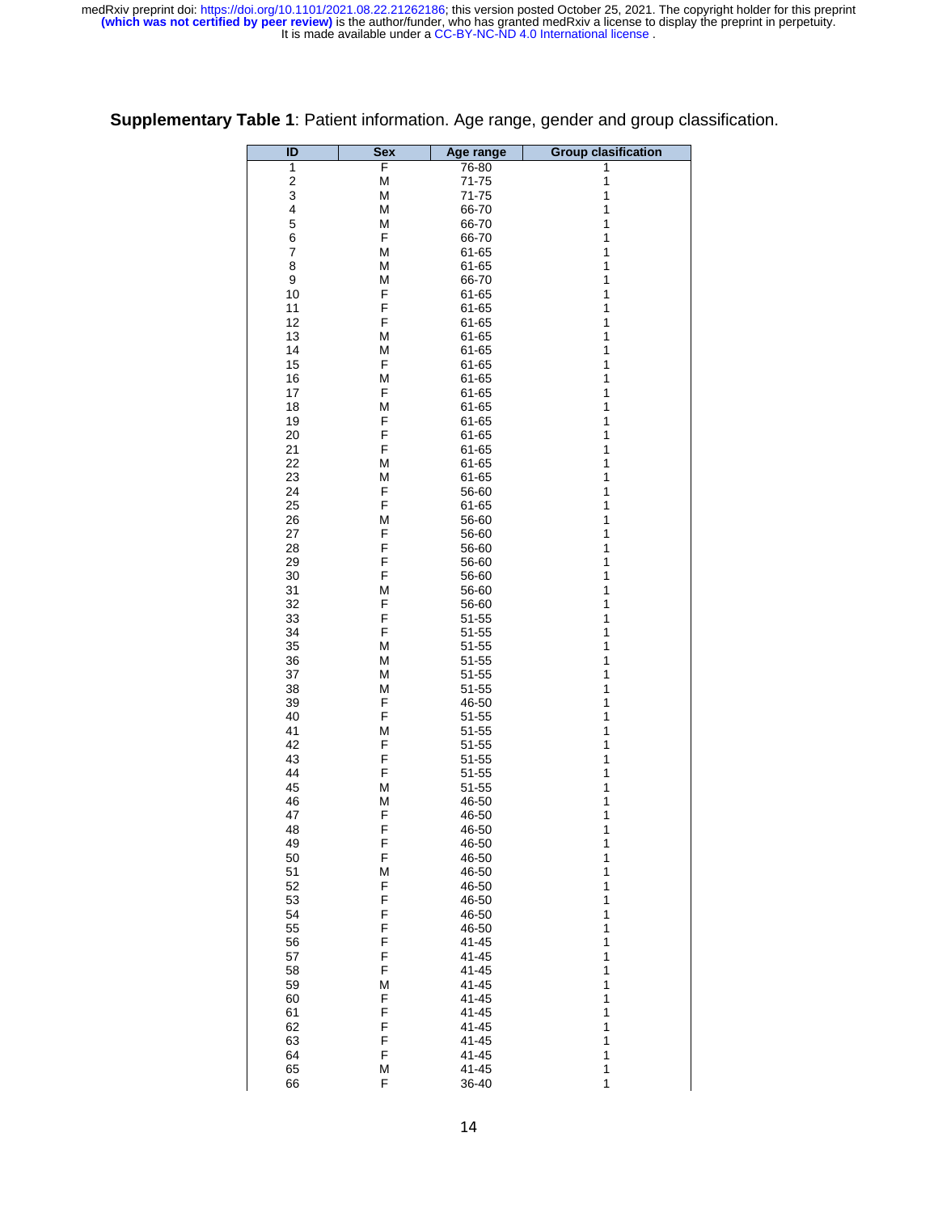**Supplementary Table 1**: Patient information. Age range, gender and group classification.

| ID | Sex | Age range | Group clasification |
|---|---|---|---|
| 1 | F | 76-80 | 1 |
| 2 | M | 71-75 | 1 |
| 3 | M | 71-75 | 1 |
| 4 | M | 66-70 | 1 |
| 5 | M | 66-70 | 1 |
| 6 | F | 66-70 | 1 |
| 7 | M | 61-65 | 1 |
| 8 | M | 61-65 | 1 |
| 9 | M | 66-70 | 1 |
| 10 | F | 61-65 | 1 |
| 11 | F | 61-65 | 1 |
| 12 | F | 61-65 | 1 |
| 13 | M | 61-65 | 1 |
| 14 | M | 61-65 | 1 |
| 15 | F | 61-65 | 1 |
| 16 | M | 61-65 | 1 |
| 17 | F | 61-65 | 1 |
| 18 | M | 61-65 | 1 |
| 19 | F | 61-65 | 1 |
| 20 | F | 61-65 | 1 |
| 21 | F | 61-65 | 1 |
| 22 | M | 61-65 | 1 |
| 23 | M | 61-65 | 1 |
| 24 | F | 56-60 | 1 |
| 25 | F | 61-65 | 1 |
| 26 | M | 56-60 | 1 |
| 27 | F | 56-60 | 1 |
| 28 | F | 56-60 | 1 |
| 29 | F | 56-60 | 1 |
| 30 | F | 56-60 | 1 |
| 31 | M | 56-60 | 1 |
| 32 | F | 56-60 | 1 |
| 33 | F | 51-55 | 1 |
| 34 | F | 51-55 | 1 |
| 35 | M | 51-55 | 1 |
| 36 | M | 51-55 | 1 |
| 37 | M | 51-55 | 1 |
| 38 | M | 51-55 | 1 |
| 39 | F | 46-50 | 1 |
| 40 | F | 51-55 | 1 |
| 41 | M | 51-55 | 1 |
| 42 | F | 51-55 | 1 |
| 43 | F | 51-55 | 1 |
| 44 | F | 51-55 | 1 |
| 45 | M | 51-55 | 1 |
| 46 | M | 46-50 | 1 |
| 47 | F | 46-50 | 1 |
| 48 | F | 46-50 | 1 |
| 49 | F | 46-50 | 1 |
| 50 | F | 46-50 | 1 |
| 51 | M | 46-50 | 1 |
| 52 | F | 46-50 | 1 |
| 53 | F | 46-50 | 1 |
| 54 | F | 46-50 | 1 |
| 55 | F | 46-50 | 1 |
| 56 | F | 41-45 | 1 |
| 57 | F | 41-45 | 1 |
| 58 | F | 41-45 | 1 |
| 59 | M | 41-45 | 1 |
| 60 | F | 41-45 | 1 |
| 61 | F | 41-45 | 1 |
| 62 | F | 41-45 | 1 |
| 63 | F | 41-45 | 1 |
| 64 | F | 41-45 | 1 |
| 65 | M | 41-45 | 1 |
| 66 | F | 36-40 | 1 |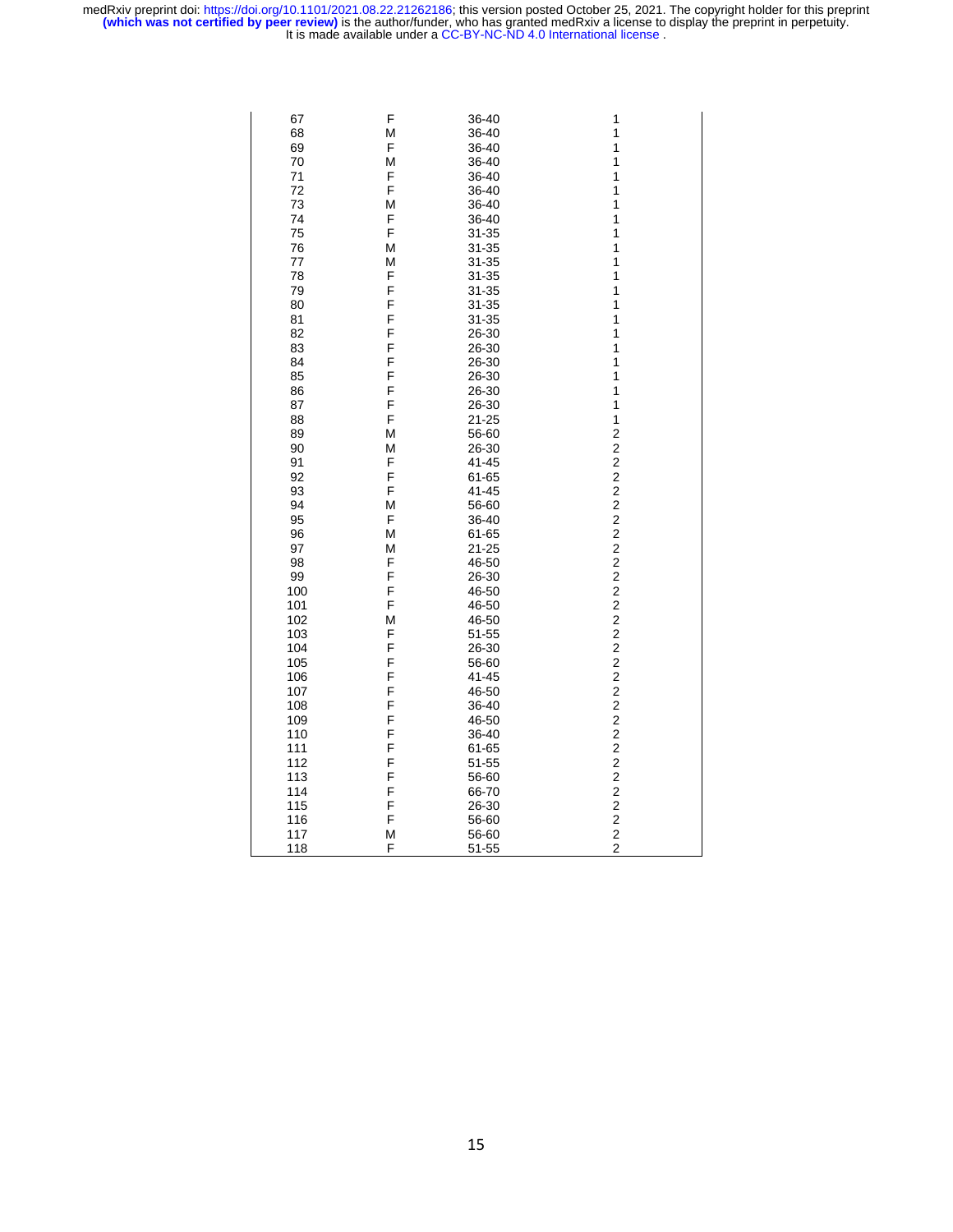| | | | |
|---|---|---|---|
| 67 | F | 36-40 | 1 |
| 68 | M | 36-40 | 1 |
| 69 | F | 36-40 | 1 |
| 70 | M | 36-40 | 1 |
| 71 | F | 36-40 | 1 |
| 72 | F | 36-40 | 1 |
| 73 | M | 36-40 | 1 |
| 74 | F | 36-40 | 1 |
| 75 | F | 31-35 | 1 |
| 76 | M | 31-35 | 1 |
| 77 | M | 31-35 | 1 |
| 78 | F | 31-35 | 1 |
| 79 | F | 31-35 | 1 |
| 80 | F | 31-35 | 1 |
| 81 | F | 31-35 | 1 |
| 82 | F | 26-30 | 1 |
| 83 | F | 26-30 | 1 |
| 84 | F | 26-30 | 1 |
| 85 | F | 26-30 | 1 |
| 86 | F | 26-30 | 1 |
| 87 | F | 26-30 | 1 |
| 88 | F | 21-25 | 1 |
| 89 | M | 56-60 | 2 |
| 90 | M | 26-30 | 2 |
| 91 | F | 41-45 | 2 |
| 92 | F | 61-65 | 2 |
| 93 | F | 41-45 | 2 |
| 94 | M | 56-60 | 2 |
| 95 | F | 36-40 | 2 |
| 96 | M | 61-65 | 2 |
| 97 | M | 21-25 | 2 |
| 98 | F | 46-50 | 2 |
| 99 | F | 26-30 | 2 |
| 100 | F | 46-50 | 2 |
| 101 | F | 46-50 | 2 |
| 102 | M | 46-50 | 2 |
| 103 | F | 51-55 | 2 |
| 104 | F | 26-30 | 2 |
| 105 | F | 56-60 | 2 |
| 106 | F | 41-45 | 2 |
| 107 | F | 46-50 | 2 |
| 108 | F | 36-40 | 2 |
| 109 | F | 46-50 | 2 |
| 110 | F | 36-40 | 2 |
| 111 | F | 61-65 | 2 |
| 112 | F | 51-55 | 2 |
| 113 | F | 56-60 | 2 |
| 114 | F | 66-70 | 2 |
| 115 | F | 26-30 | 2 |
| 116 | F | 56-60 | 2 |
| 117 | M | 56-60 | 2 |
| 118 | F | 51-55 | 2 |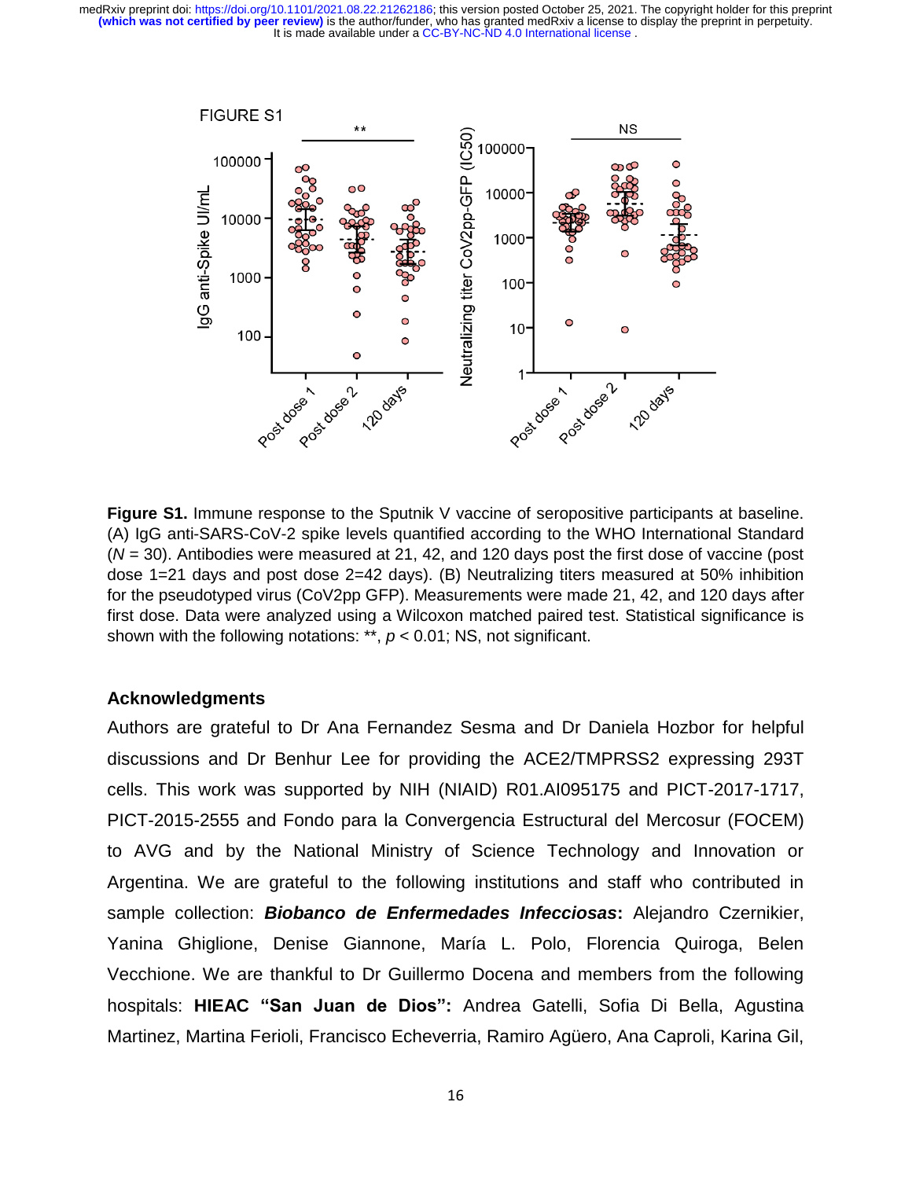FIGURE S1

**Figure S1.** Immune response to the Sputnik V vaccine of seropositive participants at baseline. (A) IgG anti-SARS-CoV-2 spike levels quantified according to the WHO International Standard ($N$ = 30). Antibodies were measured at 21, 42, and 120 days post the first dose of vaccine (post dose 1=21 days and post dose 2=42 days). (B) Neutralizing titers measured at 50% inhibition for the pseudotyped virus (CoV2pp GFP). Measurements were made 21, 42, and 120 days after first dose. Data were analyzed using a Wilcoxon matched paired test. Statistical significance is shown with the following notations: **, $p < 0.01$; NS, not significant.

## Acknowledgments

Authors are grateful to Dr Ana Fernandez Sesma and Dr Daniela Hozbor for helpful discussions and Dr Benhur Lee for providing the ACE2/TMPRSS2 expressing 293T cells. This work was supported by NIH (NIAID) R01.AI095175 and PICT-2017-1717, PICT-2015-2555 and Fondo para la Convergencia Estructural del Mercosur (FOCEM) to AVG and by the National Ministry of Science Technology and Innovation or Argentina. We are grateful to the following institutions and staff who contributed in sample collection: ***Biobanco de Enfermedades Infecciosas*****:** Alejandro Czernikier, Yanina Ghiglione, Denise Giannone, María L. Polo, Florencia Quiroga, Belen Vecchione. We are thankful to Dr Guillermo Docena and members from the following hospitals: **HIEAC "San Juan de Dios":** Andrea Gatelli, Sofia Di Bella, Agustina Martinez, Martina Ferioli, Francisco Echeverria, Ramiro Agüero, Ana Caproli, Karina Gil,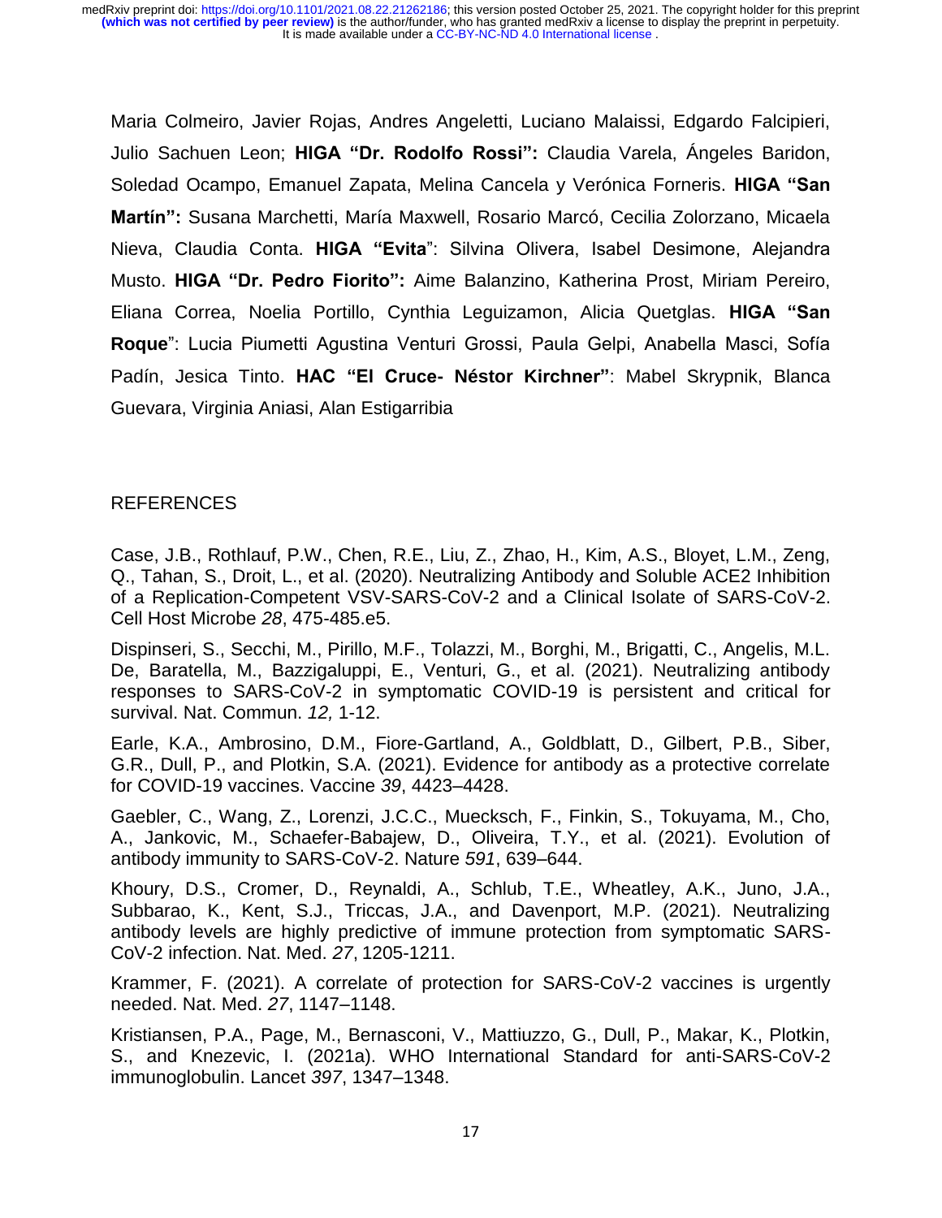Maria Colmeiro, Javier Rojas, Andres Angeletti, Luciano Malaissi, Edgardo Falcipieri, Julio Sachuen Leon; **HIGA "Dr. Rodolfo Rossi":** Claudia Varela, Ángeles Baridon, Soledad Ocampo, Emanuel Zapata, Melina Cancela y Verónica Forneris. **HIGA "San Martín":** Susana Marchetti, María Maxwell, Rosario Marcó, Cecilia Zolorzano, Micaela Nieva, Claudia Conta. **HIGA "Evita"**: Silvina Olivera, Isabel Desimone, Alejandra Musto. **HIGA "Dr. Pedro Fiorito":** Aime Balanzino, Katherina Prost, Miriam Pereiro, Eliana Correa, Noelia Portillo, Cynthia Leguizamon, Alicia Quetglas. **HIGA "San Roque**": Lucia Piumetti Agustina Venturi Grossi, Paula Gelpi, Anabella Masci, Sofía Padín, Jesica Tinto. **HAC "El Cruce- Néstor Kirchner"**: Mabel Skrypnik, Blanca Guevara, Virginia Aniasi, Alan Estigarribia

## REFERENCES

Case, J.B., Rothlauf, P.W., Chen, R.E., Liu, Z., Zhao, H., Kim, A.S., Bloyet, L.M., Zeng, Q., Tahan, S., Droit, L., et al. (2020). Neutralizing Antibody and Soluble ACE2 Inhibition of a Replication-Competent VSV-SARS-CoV-2 and a Clinical Isolate of SARS-CoV-2. Cell Host Microbe *28*, 475-485.e5.

Dispinseri, S., Secchi, M., Pirillo, M.F., Tolazzi, M., Borghi, M., Brigatti, C., Angelis, M.L. De, Baratella, M., Bazzigaluppi, E., Venturi, G., et al. (2021). Neutralizing antibody responses to SARS-CoV-2 in symptomatic COVID-19 is persistent and critical for survival. Nat. Commun. *12,* 1-12.

Earle, K.A., Ambrosino, D.M., Fiore-Gartland, A., Goldblatt, D., Gilbert, P.B., Siber, G.R., Dull, P., and Plotkin, S.A. (2021). Evidence for antibody as a protective correlate for COVID-19 vaccines. Vaccine *39*, 4423–4428.

Gaebler, C., Wang, Z., Lorenzi, J.C.C., Muecksch, F., Finkin, S., Tokuyama, M., Cho, A., Jankovic, M., Schaefer-Babajew, D., Oliveira, T.Y., et al. (2021). Evolution of antibody immunity to SARS-CoV-2. Nature *591*, 639–644.

Khoury, D.S., Cromer, D., Reynaldi, A., Schlub, T.E., Wheatley, A.K., Juno, J.A., Subbarao, K., Kent, S.J., Triccas, J.A., and Davenport, M.P. (2021). Neutralizing antibody levels are highly predictive of immune protection from symptomatic SARS-CoV-2 infection. Nat. Med. *27*, 1205-1211.

Krammer, F. (2021). A correlate of protection for SARS-CoV-2 vaccines is urgently needed. Nat. Med. *27*, 1147–1148.

Kristiansen, P.A., Page, M., Bernasconi, V., Mattiuzzo, G., Dull, P., Makar, K., Plotkin, S., and Knezevic, I. (2021a). WHO International Standard for anti-SARS-CoV-2 immunoglobulin. Lancet *397*, 1347–1348.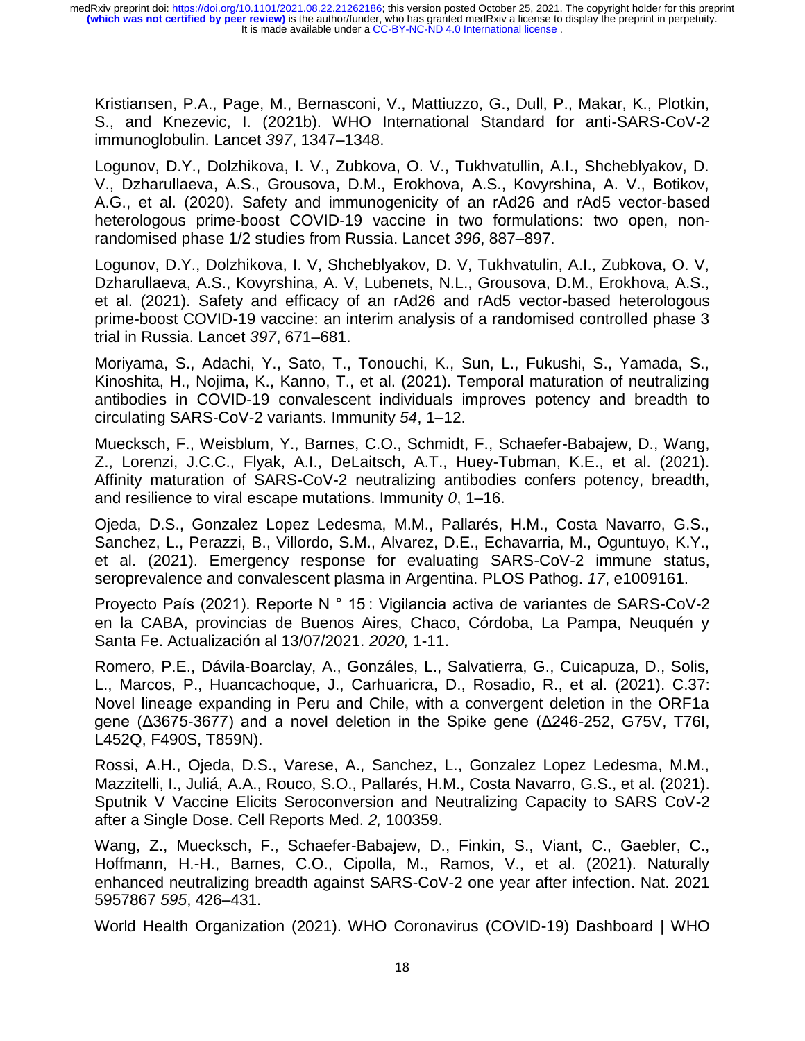Kristiansen, P.A., Page, M., Bernasconi, V., Mattiuzzo, G., Dull, P., Makar, K., Plotkin, S., and Knezevic, I. (2021b). WHO International Standard for anti-SARS-CoV-2 immunoglobulin. Lancet *397*, 1347–1348.

Logunov, D.Y., Dolzhikova, I. V., Zubkova, O. V., Tukhvatullin, A.I., Shcheblyakov, D. V., Dzharullaeva, A.S., Grousova, D.M., Erokhova, A.S., Kovyrshina, A. V., Botikov, A.G., et al. (2020). Safety and immunogenicity of an rAd26 and rAd5 vector-based heterologous prime-boost COVID-19 vaccine in two formulations: two open, non-randomised phase 1/2 studies from Russia. Lancet *396*, 887–897.

Logunov, D.Y., Dolzhikova, I. V, Shcheblyakov, D. V, Tukhvatulin, A.I., Zubkova, O. V, Dzharullaeva, A.S., Kovyrshina, A. V, Lubenets, N.L., Grousova, D.M., Erokhova, A.S., et al. (2021). Safety and efficacy of an rAd26 and rAd5 vector-based heterologous prime-boost COVID-19 vaccine: an interim analysis of a randomised controlled phase 3 trial in Russia. Lancet *397*, 671–681.

Moriyama, S., Adachi, Y., Sato, T., Tonouchi, K., Sun, L., Fukushi, S., Yamada, S., Kinoshita, H., Nojima, K., Kanno, T., et al. (2021). Temporal maturation of neutralizing antibodies in COVID-19 convalescent individuals improves potency and breadth to circulating SARS-CoV-2 variants. Immunity *54*, 1–12.

Muecksch, F., Weisblum, Y., Barnes, C.O., Schmidt, F., Schaefer-Babajew, D., Wang, Z., Lorenzi, J.C.C., Flyak, A.I., DeLaitsch, A.T., Huey-Tubman, K.E., et al. (2021). Affinity maturation of SARS-CoV-2 neutralizing antibodies confers potency, breadth, and resilience to viral escape mutations. Immunity *0*, 1–16.

Ojeda, D.S., Gonzalez Lopez Ledesma, M.M., Pallarés, H.M., Costa Navarro, G.S., Sanchez, L., Perazzi, B., Villordo, S.M., Alvarez, D.E., Echavarria, M., Oguntuyo, K.Y., et al. (2021). Emergency response for evaluating SARS-CoV-2 immune status, seroprevalence and convalescent plasma in Argentina. PLOS Pathog. *17*, e1009161.

Proyecto País (2021). Reporte N ° 15 : Vigilancia activa de variantes de SARS-CoV-2 en la CABA, provincias de Buenos Aires, Chaco, Córdoba, La Pampa, Neuquén y Santa Fe. Actualización al 13/07/2021. *2020,* 1-11.

Romero, P.E., Dávila-Boarclay, A., Gonzáles, L., Salvatierra, G., Cuicapuza, D., Solis, L., Marcos, P., Huancachoque, J., Carhuaricra, D., Rosadio, R., et al. (2021). C.37: Novel lineage expanding in Peru and Chile, with a convergent deletion in the ORF1a gene (Δ3675-3677) and a novel deletion in the Spike gene (Δ246-252, G75V, T76I, L452Q, F490S, T859N).

Rossi, A.H., Ojeda, D.S., Varese, A., Sanchez, L., Gonzalez Lopez Ledesma, M.M., Mazzitelli, I., Juliá, A.A., Rouco, S.O., Pallarés, H.M., Costa Navarro, G.S., et al. (2021). Sputnik V Vaccine Elicits Seroconversion and Neutralizing Capacity to SARS CoV-2 after a Single Dose. Cell Reports Med. *2,* 100359.

Wang, Z., Muecksch, F., Schaefer-Babajew, D., Finkin, S., Viant, C., Gaebler, C., Hoffmann, H.-H., Barnes, C.O., Cipolla, M., Ramos, V., et al. (2021). Naturally enhanced neutralizing breadth against SARS-CoV-2 one year after infection. Nat. 2021 5957867 *595*, 426–431.

World Health Organization (2021). WHO Coronavirus (COVID-19) Dashboard | WHO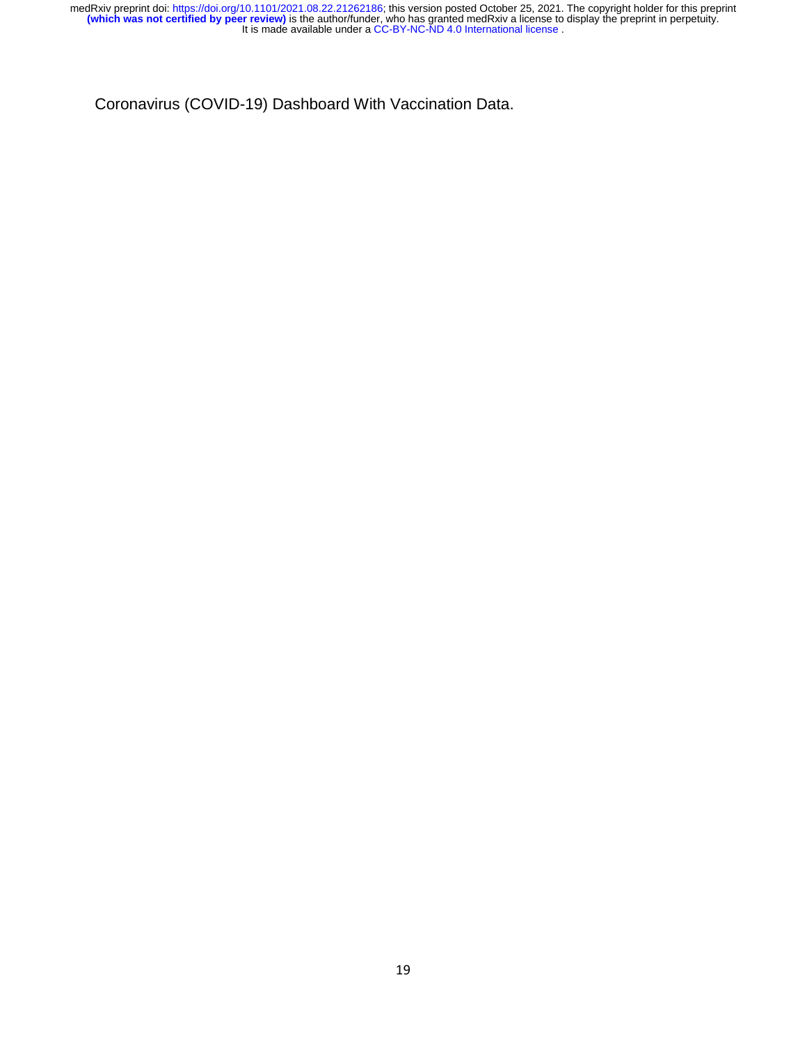Coronavirus (COVID-19) Dashboard With Vaccination Data.